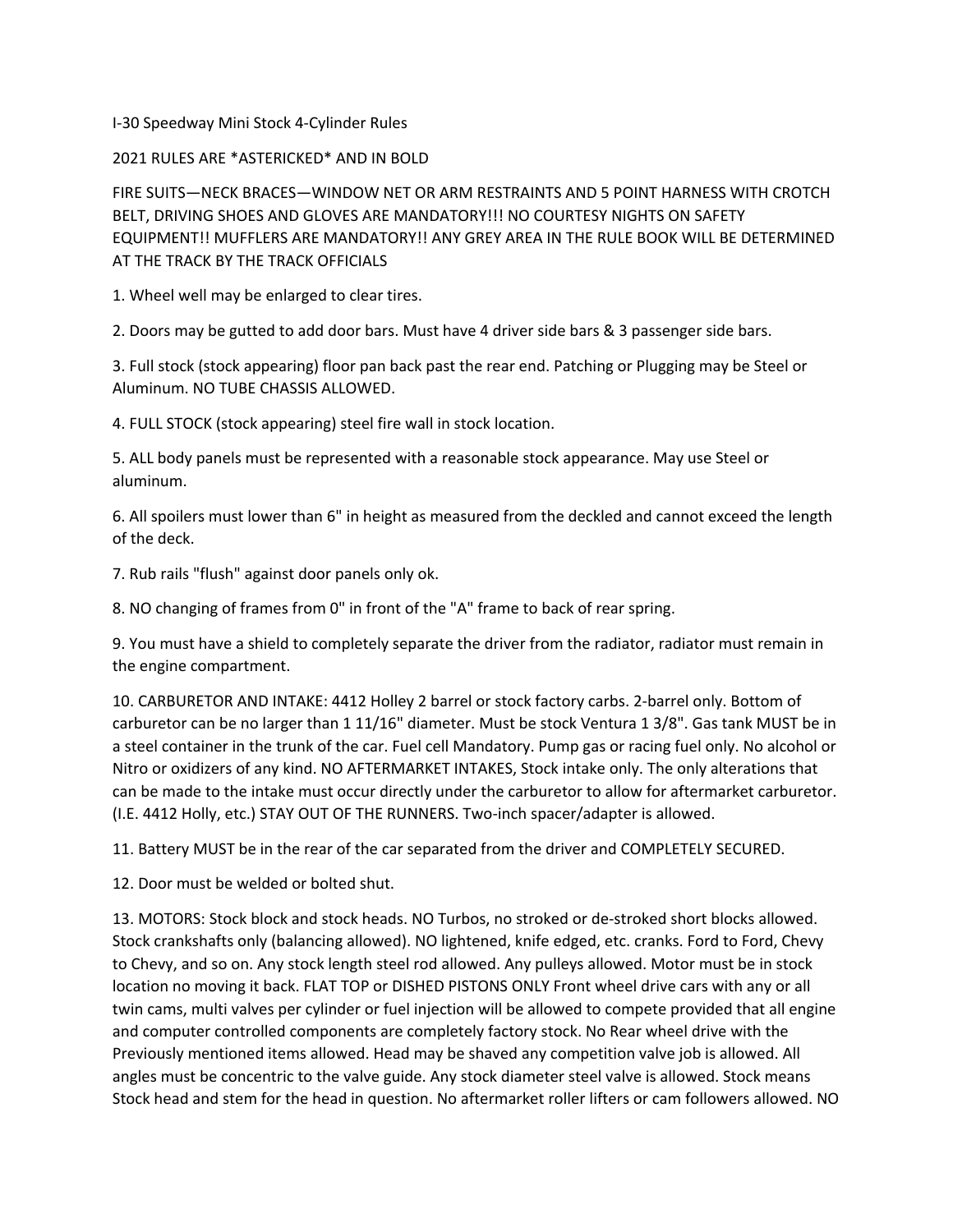I-30 Speedway Mini Stock 4-Cylinder Rules

2021 RULES ARE *ASTERICKED* AND IN BOLD

FIRE SUITS—NECK BRACES—WINDOW NET OR ARM RESTRAINTS AND 5 POINT HARNESS WITH CROTCH BELT, DRIVING SHOES AND GLOVES ARE MANDATORY!!! NO COURTESY NIGHTS ON SAFETY EQUIPMENT!! MUFFLERS ARE MANDATORY!! ANY GREY AREA IN THE RULE BOOK WILL BE DETERMINED AT THE TRACK BY THE TRACK OFFICIALS

1. Wheel well may be enlarged to clear tires.

2. Doors may be gutted to add door bars. Must have 4 driver side bars & 3 passenger side bars.

3. Full stock (stock appearing) floor pan back past the rear end. Patching or Plugging may be Steel or Aluminum. NO TUBE CHASSIS ALLOWED.

4. FULL STOCK (stock appearing) steel fire wall in stock location.

5. ALL body panels must be represented with a reasonable stock appearance. May use Steel or aluminum.

6. All spoilers must lower than 6" in height as measured from the deckled and cannot exceed the length of the deck.

7. Rub rails "flush" against door panels only ok.

8. NO changing of frames from 0" in front of the "A" frame to back of rear spring.

9. You must have a shield to completely separate the driver from the radiator, radiator must remain in the engine compartment.

10. CARBURETOR AND INTAKE: 4412 Holley 2 barrel or stock factory carbs. 2-barrel only. Bottom of carburetor can be no larger than 1 11/16" diameter. Must be stock Ventura 1 3/8". Gas tank MUST be in a steel container in the trunk of the car. Fuel cell Mandatory. Pump gas or racing fuel only. No alcohol or Nitro or oxidizers of any kind. NO AFTERMARKET INTAKES, Stock intake only. The only alterations that can be made to the intake must occur directly under the carburetor to allow for aftermarket carburetor. (I.E. 4412 Holly, etc.) STAY OUT OF THE RUNNERS. Two-inch spacer/adapter is allowed.

11. Battery MUST be in the rear of the car separated from the driver and COMPLETELY SECURED.

12. Door must be welded or bolted shut.

13. MOTORS: Stock block and stock heads. NO Turbos, no stroked or de-stroked short blocks allowed. Stock crankshafts only (balancing allowed). NO lightened, knife edged, etc. cranks. Ford to Ford, Chevy to Chevy, and so on. Any stock length steel rod allowed. Any pulleys allowed. Motor must be in stock location no moving it back. FLAT TOP or DISHED PISTONS ONLY Front wheel drive cars with any or all twin cams, multi valves per cylinder or fuel injection will be allowed to compete provided that all engine and computer controlled components are completely factory stock. No Rear wheel drive with the Previously mentioned items allowed. Head may be shaved any competition valve job is allowed. All angles must be concentric to the valve guide. Any stock diameter steel valve is allowed. Stock means Stock head and stem for the head in question. No aftermarket roller lifters or cam followers allowed. NO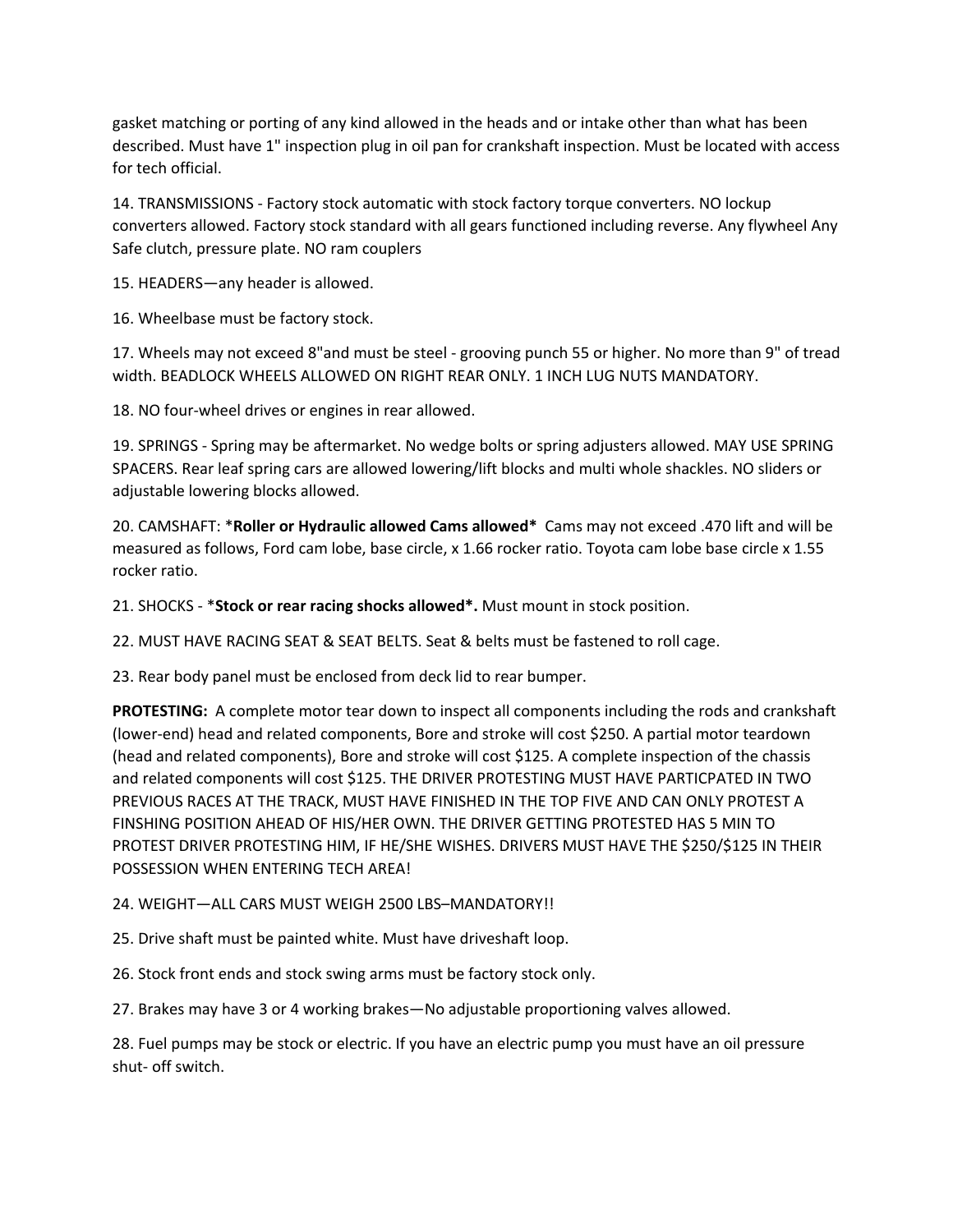gasket matching or porting of any kind allowed in the heads and or intake other than what has been described. Must have 1" inspection plug in oil pan for crankshaft inspection. Must be located with access for tech official.

14. TRANSMISSIONS - Factory stock automatic with stock factory torque converters. NO lockup converters allowed. Factory stock standard with all gears functioned including reverse. Any flywheel Any Safe clutch, pressure plate. NO ram couplers

15. HEADERS—any header is allowed.

16. Wheelbase must be factory stock.

17. Wheels may not exceed 8"and must be steel - grooving punch 55 or higher. No more than 9" of tread width. BEADLOCK WHEELS ALLOWED ON RIGHT REAR ONLY. 1 INCH LUG NUTS MANDATORY.

18. NO four-wheel drives or engines in rear allowed.

19. SPRINGS - Spring may be aftermarket. No wedge bolts or spring adjusters allowed. MAY USE SPRING SPACERS. Rear leaf spring cars are allowed lowering/lift blocks and multi whole shackles. NO sliders or adjustable lowering blocks allowed.

20. CAMSHAFT: ***Roller or Hydraulic allowed Cams allowed*** Cams may not exceed .470 lift and will be measured as follows, Ford cam lobe, base circle, x 1.66 rocker ratio. Toyota cam lobe base circle x 1.55 rocker ratio.

21. SHOCKS - ***Stock or rear racing shocks allowed*.** Must mount in stock position.

22. MUST HAVE RACING SEAT & SEAT BELTS. Seat & belts must be fastened to roll cage.

23. Rear body panel must be enclosed from deck lid to rear bumper.

**PROTESTING:** A complete motor tear down to inspect all components including the rods and crankshaft (lower-end) head and related components, Bore and stroke will cost $250. A partial motor teardown (head and related components), Bore and stroke will cost $125. A complete inspection of the chassis and related components will cost $125. THE DRIVER PROTESTING MUST HAVE PARTICPATED IN TWO PREVIOUS RACES AT THE TRACK, MUST HAVE FINISHED IN THE TOP FIVE AND CAN ONLY PROTEST A FINSHING POSITION AHEAD OF HIS/HER OWN. THE DRIVER GETTING PROTESTED HAS 5 MIN TO PROTEST DRIVER PROTESTING HIM, IF HE/SHE WISHES. DRIVERS MUST HAVE THE $250/$125 IN THEIR POSSESSION WHEN ENTERING TECH AREA!

24. WEIGHT—ALL CARS MUST WEIGH 2500 LBS–MANDATORY!!

25. Drive shaft must be painted white. Must have driveshaft loop.

26. Stock front ends and stock swing arms must be factory stock only.

27. Brakes may have 3 or 4 working brakes—No adjustable proportioning valves allowed.

28. Fuel pumps may be stock or electric. If you have an electric pump you must have an oil pressure shut- off switch.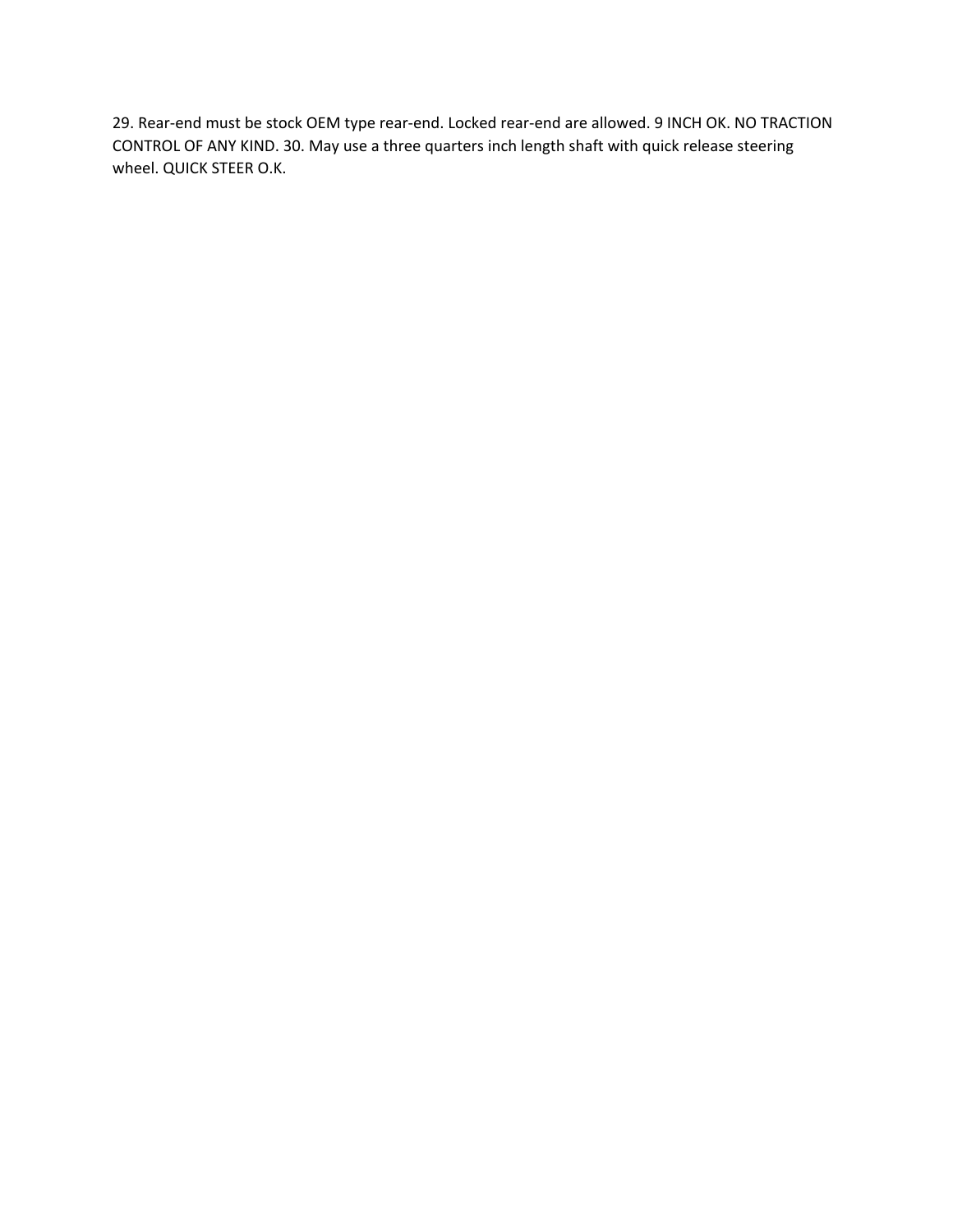29. Rear-end must be stock OEM type rear-end. Locked rear-end are allowed. 9 INCH OK. NO TRACTION CONTROL OF ANY KIND. 30. May use a three quarters inch length shaft with quick release steering wheel. QUICK STEER O.K.